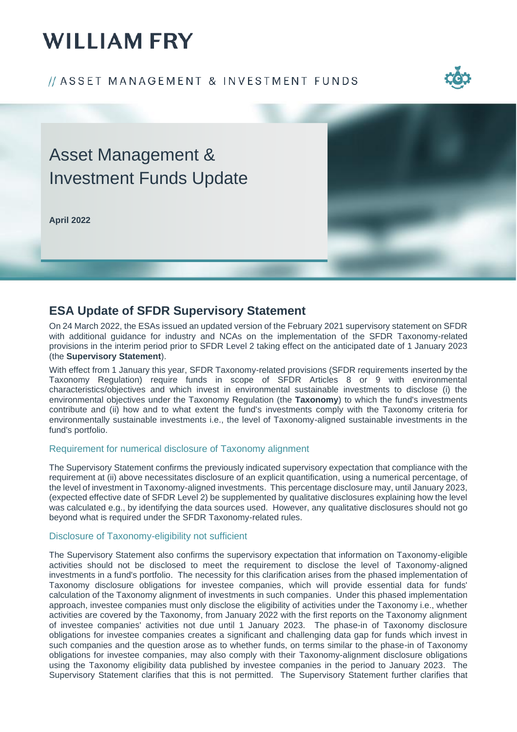# WILLIAM FRY

// ASSET MANAGEMENT & INVESTMENT FUNDS

# Asset Management & Investment Funds Update

**April 2022**

## ESA Update of SFDR Supervisory Statement

On 24 March 2022, the ESAs issued an updated version of the February 2021 supervisory statement on SFDR with additional guidance for industry and NCAs on the implementation of the SFDR Taxonomy-related provisions in the interim period prior to SFDR Level 2 taking effect on the anticipated date of 1 January 2023 (the **Supervisory Statement**).

With effect from 1 January this year, SFDR Taxonomy-related provisions (SFDR requirements inserted by the Taxonomy Regulation) require funds in scope of SFDR Articles 8 or 9 with environmental characteristics/objectives and which invest in environmental sustainable investments to disclose (i) the environmental objectives under the Taxonomy Regulation (the **Taxonomy**) to which the fund's investments contribute and (ii) how and to what extent the fund's investments comply with the Taxonomy criteria for environmentally sustainable investments i.e., the level of Taxonomy-aligned sustainable investments in the fund's portfolio.

### Requirement for numerical disclosure of Taxonomy alignment

The Supervisory Statement confirms the previously indicated supervisory expectation that compliance with the requirement at (ii) above necessitates disclosure of an explicit quantification, using a numerical percentage, of the level of investment in Taxonomy-aligned investments. This percentage disclosure may, until January 2023, (expected effective date of SFDR Level 2) be supplemented by qualitative disclosures explaining how the level was calculated e.g., by identifying the data sources used. However, any qualitative disclosures should not go beyond what is required under the SFDR Taxonomy-related rules.

### Disclosure of Taxonomy-eligibility not sufficient

The Supervisory Statement also confirms the supervisory expectation that information on Taxonomy-eligible activities should not be disclosed to meet the requirement to disclose the level of Taxonomy-aligned investments in a fund's portfolio. The necessity for this clarification arises from the phased implementation of Taxonomy disclosure obligations for investee companies, which will provide essential data for funds' calculation of the Taxonomy alignment of investments in such companies. Under this phased implementation approach, investee companies must only disclose the eligibility of activities under the Taxonomy i.e., whether activities are covered by the Taxonomy, from January 2022 with the first reports on the Taxonomy alignment of investee companies' activities not due until 1 January 2023. The phase-in of Taxonomy disclosure obligations for investee companies creates a significant and challenging data gap for funds which invest in such companies and the question arose as to whether funds, on terms similar to the phase-in of Taxonomy obligations for investee companies, may also comply with their Taxonomy-alignment disclosure obligations using the Taxonomy eligibility data published by investee companies in the period to January 2023. The Supervisory Statement clarifies that this is not permitted. The Supervisory Statement further clarifies that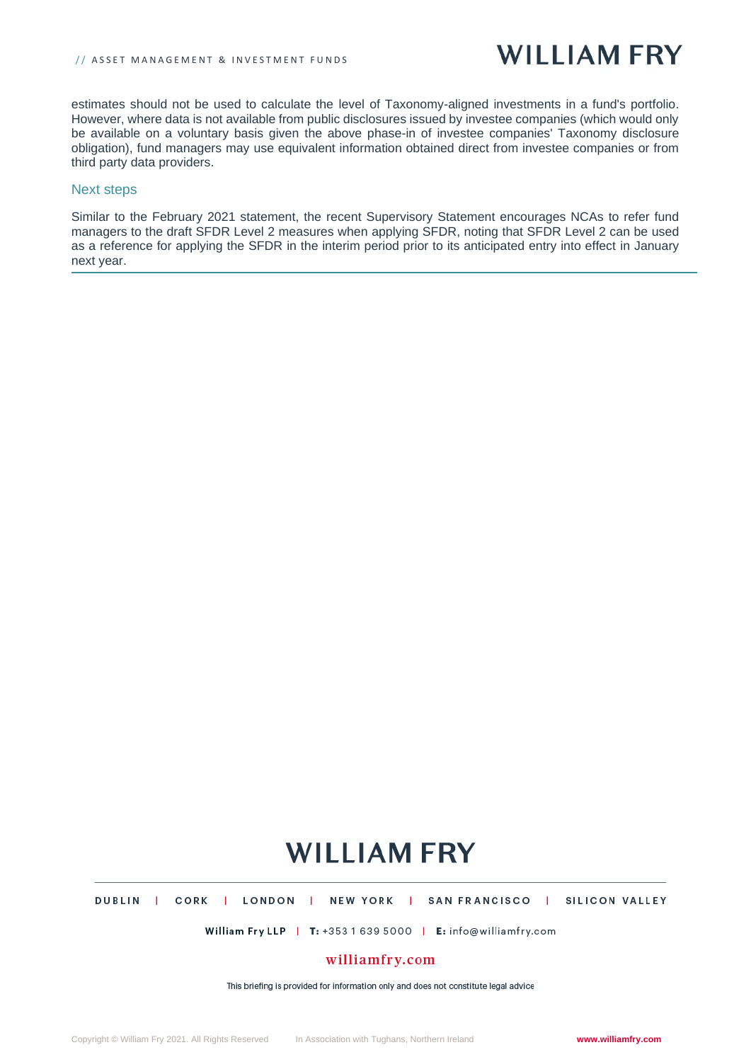estimates should not be used to calculate the level of Taxonomy-aligned investments in a fund's portfolio. However, where data is not available from public disclosures issued by investee companies (which would only be available on a voluntary basis given the above phase-in of investee companies' Taxonomy disclosure obligation), fund managers may use equivalent information obtained direct from investee companies or from third party data providers.

## Next steps

Similar to the February 2021 statement, the recent Supervisory Statement encourages NCAs to refer fund managers to the draft SFDR Level 2 measures when applying SFDR, noting that SFDR Level 2 can be used as a reference for applying the SFDR in the interim period prior to its anticipated entry into effect in January next year.

WILLIAM FRY

DUBLIN | CORK | LONDON | NEW YORK | SAN FRANCISCO | SILICON VALLEY

**William Fry LLP** | **T:** +353 1 639 5000 | **E:** info@williamfry.com

williamfry.com

This briefing is provided for information only and does not constitute legal advice

Copyright © William Fry 2021. All Rights Reserved    In Association with Tughans, Northern Ireland    **www.williamfry.com**